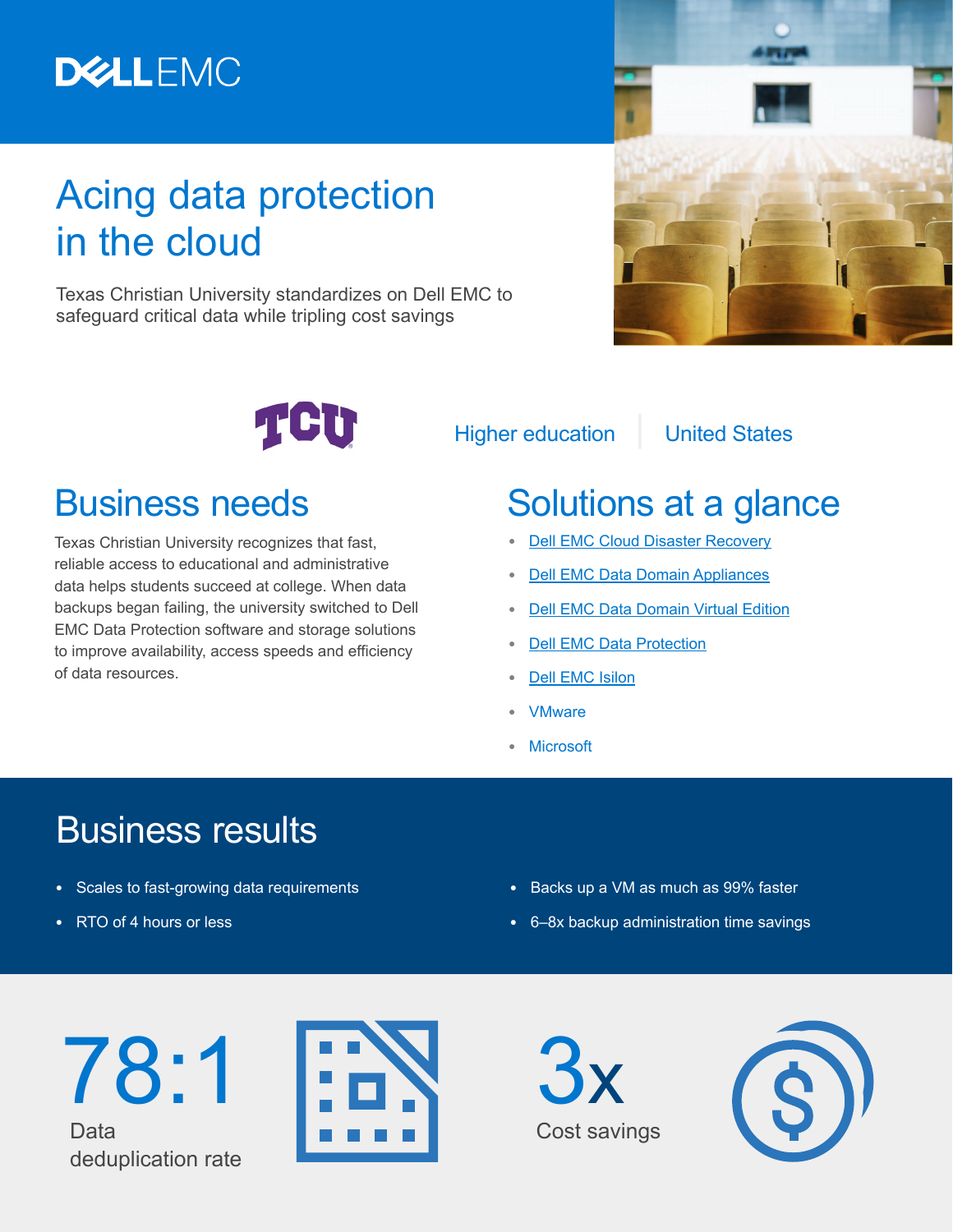# Acing data protection in the cloud

Texas Christian University standardizes on Dell EMC to safeguard critical data while tripling cost savings

Higher education | United States

## Business needs

Texas Christian University recognizes that fast, reliable access to educational and administrative data helps students succeed at college. When data backups began failing, the university switched to Dell EMC Data Protection software and storage solutions to improve availability, access speeds and efficiency of data resources.

## Solutions at a glance

- Dell EMC Cloud Disaster Recovery
- Dell EMC Data Domain Appliances
- Dell EMC Data Domain Virtual Edition
- Dell EMC Data Protection
- Dell EMC Isilon
- VMware
- Microsoft

## Business results

- Scales to fast-growing data requirements
- RTO of 4 hours or less
- Backs up a VM as much as 99% faster
- 6–8x backup administration time savings

**78:1**
Data deduplication rate

**3x**
Cost savings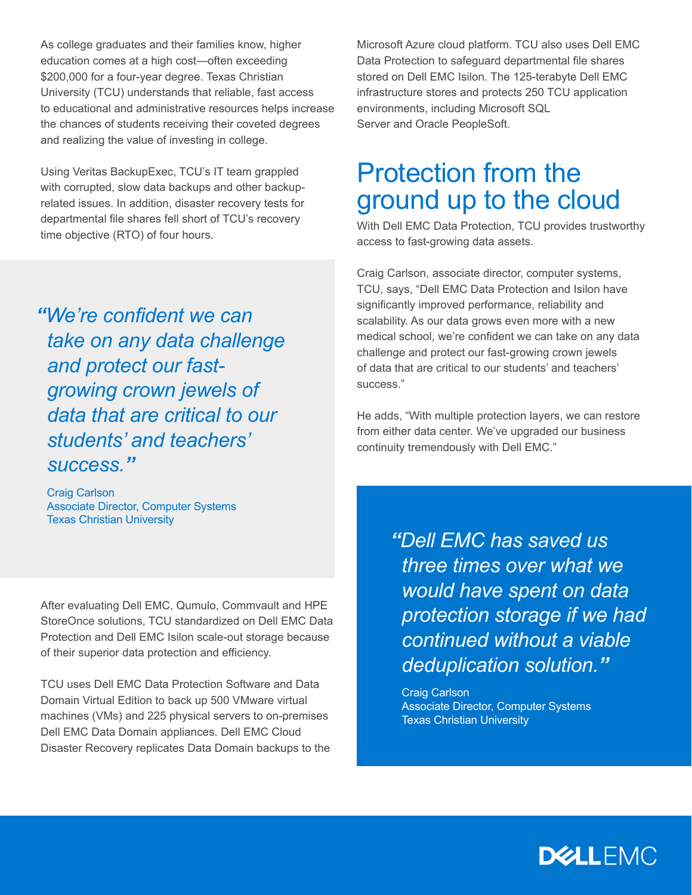As college graduates and their families know, higher education comes at a high cost—often exceeding $200,000 for a four-year degree. Texas Christian University (TCU) understands that reliable, fast access to educational and administrative resources helps increase the chances of students receiving their coveted degrees and realizing the value of investing in college.

Using Veritas BackupExec, TCU's IT team grappled with corrupted, slow data backups and other backup-related issues. In addition, disaster recovery tests for departmental file shares fell short of TCU's recovery time objective (RTO) of four hours.

> *"We're confident we can take on any data challenge and protect our fast-growing crown jewels of data that are critical to our students' and teachers' success."*
>
> Craig Carlson
> Associate Director, Computer Systems
> Texas Christian University

After evaluating Dell EMC, Qumulo, Commvault and HPE StoreOnce solutions, TCU standardized on Dell EMC Data Protection and Dell EMC Isilon scale-out storage because of their superior data protection and efficiency.

TCU uses Dell EMC Data Protection Software and Data Domain Virtual Edition to back up 500 VMware virtual machines (VMs) and 225 physical servers to on-premises Dell EMC Data Domain appliances. Dell EMC Cloud Disaster Recovery replicates Data Domain backups to the Microsoft Azure cloud platform. TCU also uses Dell EMC Data Protection to safeguard departmental file shares stored on Dell EMC Isilon. The 125-terabyte Dell EMC infrastructure stores and protects 250 TCU application environments, including Microsoft SQL Server and Oracle PeopleSoft.

# Protection from the ground up to the cloud

With Dell EMC Data Protection, TCU provides trustworthy access to fast-growing data assets.

Craig Carlson, associate director, computer systems, TCU, says, "Dell EMC Data Protection and Isilon have significantly improved performance, reliability and scalability. As our data grows even more with a new medical school, we're confident we can take on any data challenge and protect our fast-growing crown jewels of data that are critical to our students' and teachers' success."

He adds, "With multiple protection layers, we can restore from either data center. We've upgraded our business continuity tremendously with Dell EMC."

> *"Dell EMC has saved us three times over what we would have spent on data protection storage if we had continued without a viable deduplication solution."*
>
> Craig Carlson
> Associate Director, Computer Systems
> Texas Christian University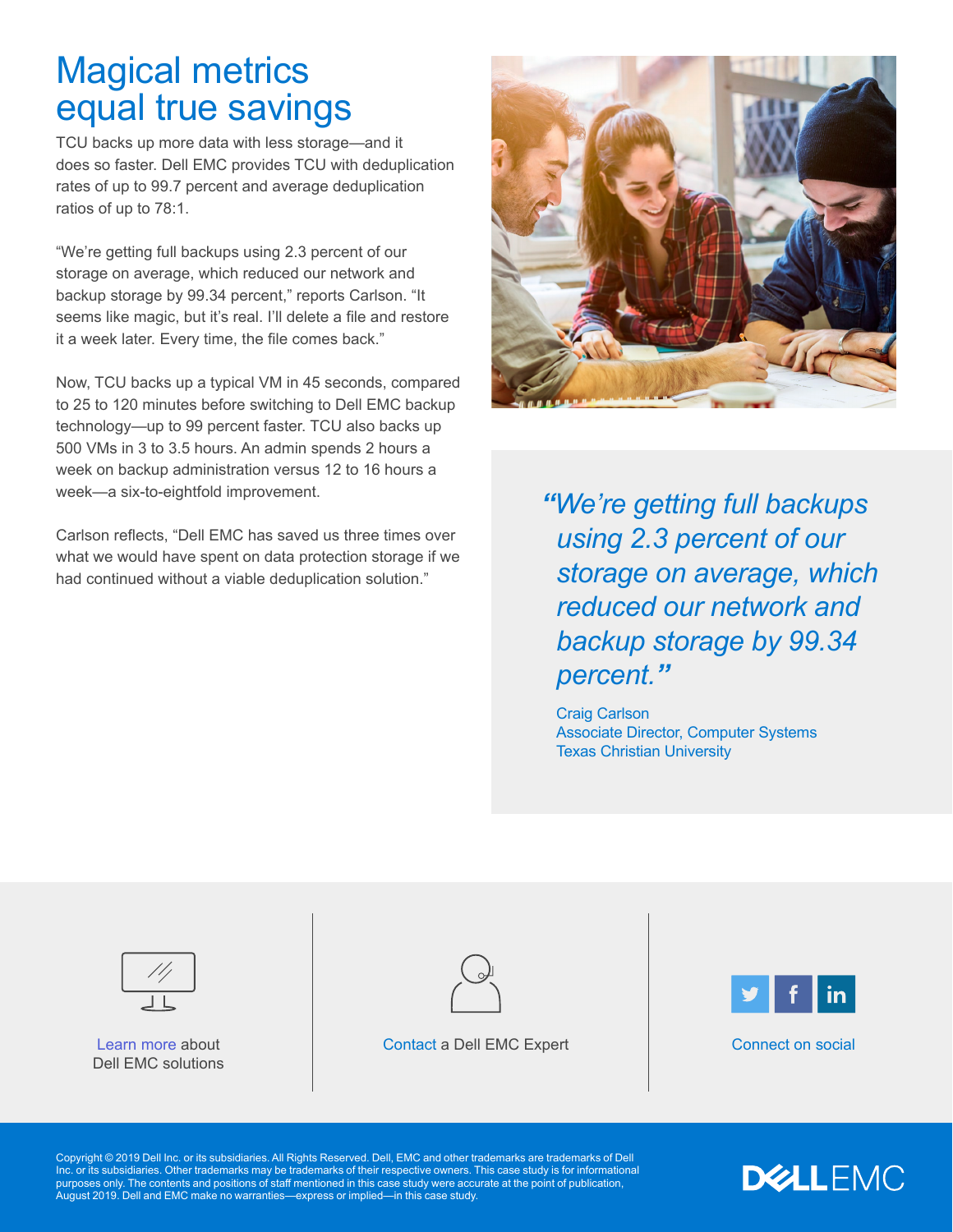# Magical metrics equal true savings

TCU backs up more data with less storage—and it does so faster. Dell EMC provides TCU with deduplication rates of up to 99.7 percent and average deduplication ratios of up to 78:1.

"We're getting full backups using 2.3 percent of our storage on average, which reduced our network and backup storage by 99.34 percent," reports Carlson. "It seems like magic, but it's real. I'll delete a file and restore it a week later. Every time, the file comes back."

Now, TCU backs up a typical VM in 45 seconds, compared to 25 to 120 minutes before switching to Dell EMC backup technology—up to 99 percent faster. TCU also backs up 500 VMs in 3 to 3.5 hours. An admin spends 2 hours a week on backup administration versus 12 to 16 hours a week—a six-to-eightfold improvement.

Carlson reflects, "Dell EMC has saved us three times over what we would have spent on data protection storage if we had continued without a viable deduplication solution."

> *"We're getting full backups using 2.3 percent of our storage on average, which reduced our network and backup storage by 99.34 percent."*
>
> Craig Carlson
> Associate Director, Computer Systems
> Texas Christian University

Learn more about Dell EMC solutions

Contact a Dell EMC Expert

Connect on social

Copyright © 2019 Dell Inc. or its subsidiaries. All Rights Reserved. Dell, EMC and other trademarks are trademarks of Dell Inc. or its subsidiaries. Other trademarks may be trademarks of their respective owners. This case study is for informational purposes only. The contents and positions of staff mentioned in this case study were accurate at the point of publication, August 2019. Dell and EMC make no warranties—express or implied—in this case study.